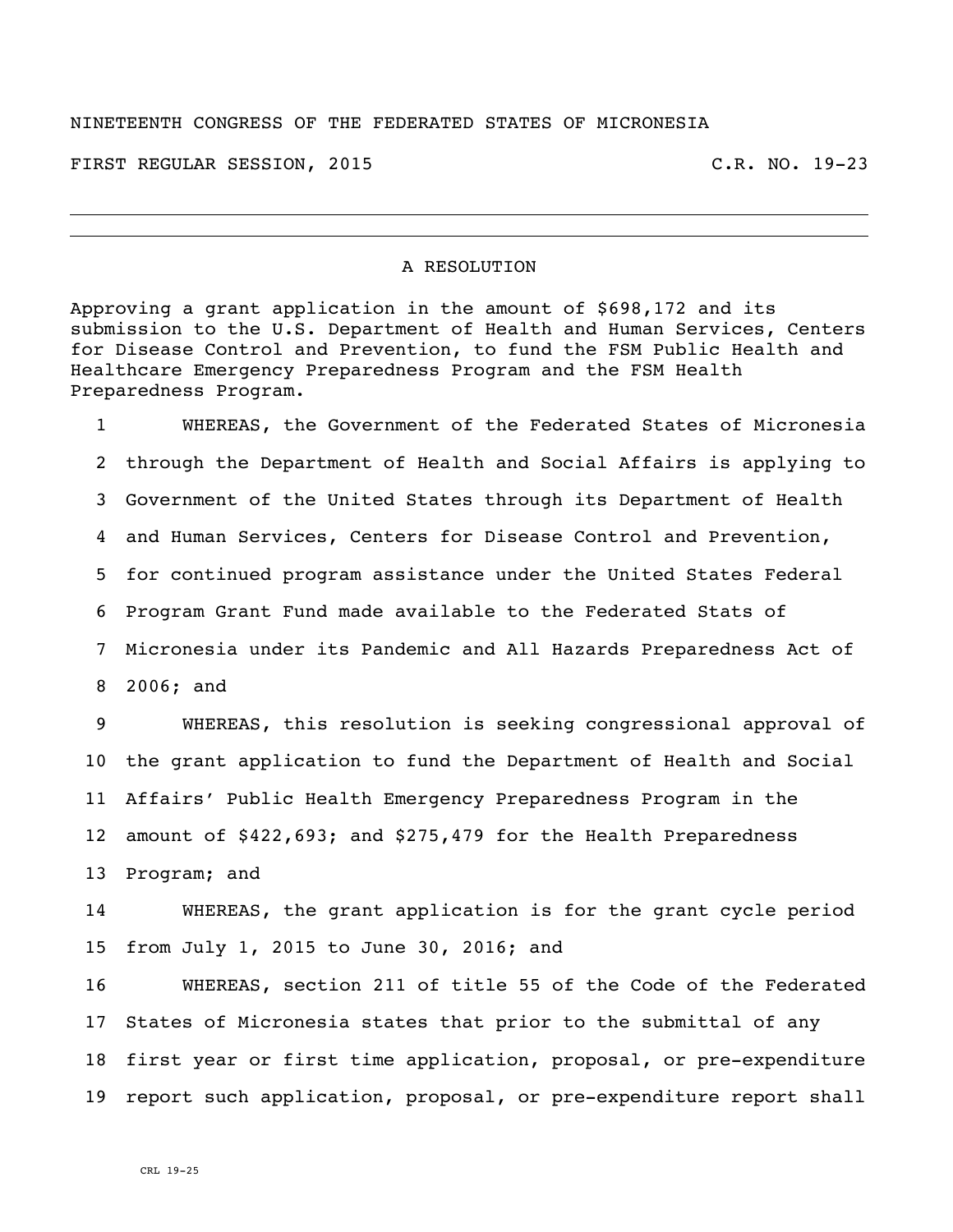NINETEENTH CONGRESS OF THE FEDERATED STATES OF MICRONESIA

FIRST REGULAR SESSION, 2015 C.R. NO. 19-23

---

A RESOLUTION

Approving a grant application in the amount of $698,172 and its submission to the U.S. Department of Health and Human Services, Centers for Disease Control and Prevention, to fund the FSM Public Health and Healthcare Emergency Preparedness Program and the FSM Health Preparedness Program.

1 WHEREAS, the Government of the Federated States of Micronesia
2 through the Department of Health and Social Affairs is applying to
3 Government of the United States through its Department of Health
4 and Human Services, Centers for Disease Control and Prevention,
5 for continued program assistance under the United States Federal
6 Program Grant Fund made available to the Federated Stats of
7 Micronesia under its Pandemic and All Hazards Preparedness Act of
8 2006; and

9 WHEREAS, this resolution is seeking congressional approval of
10 the grant application to fund the Department of Health and Social
11 Affairs' Public Health Emergency Preparedness Program in the
12 amount of $422,693; and $275,479 for the Health Preparedness
13 Program; and

14 WHEREAS, the grant application is for the grant cycle period
15 from July 1, 2015 to June 30, 2016; and

16 WHEREAS, section 211 of title 55 of the Code of the Federated
17 States of Micronesia states that prior to the submittal of any
18 first year or first time application, proposal, or pre-expenditure
19 report such application, proposal, or pre-expenditure report shall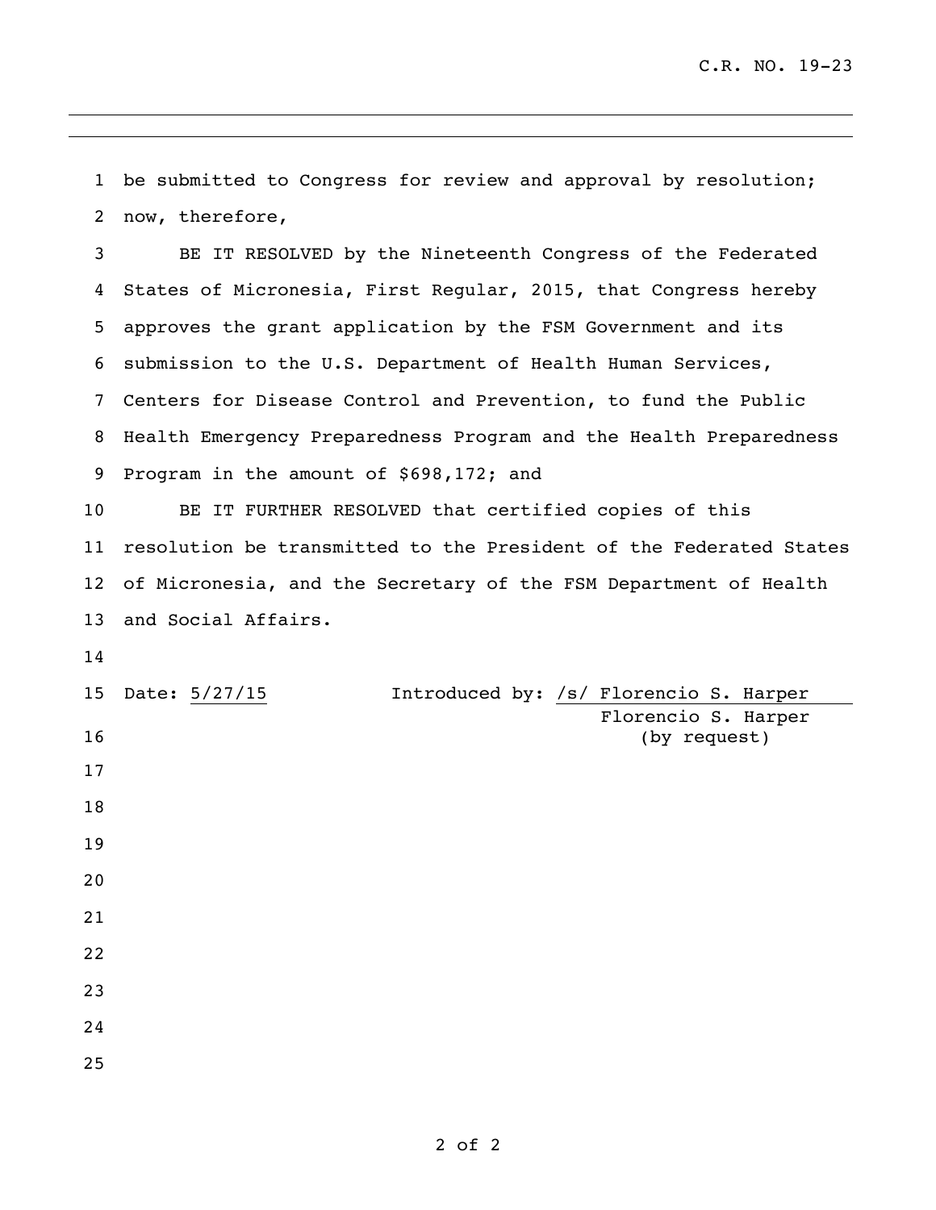be submitted to Congress for review and approval by resolution; now, therefore,

BE IT RESOLVED by the Nineteenth Congress of the Federated States of Micronesia, First Regular, 2015, that Congress hereby approves the grant application by the FSM Government and its submission to the U.S. Department of Health Human Services, Centers for Disease Control and Prevention, to fund the Public Health Emergency Preparedness Program and the Health Preparedness Program in the amount of $698,172; and

BE IT FURTHER RESOLVED that certified copies of this resolution be transmitted to the President of the Federated States of Micronesia, and the Secretary of the FSM Department of Health and Social Affairs.

Date: 5/27/15

Introduced by: /s/ Florencio S. Harper

Florencio S. Harper
(by request)